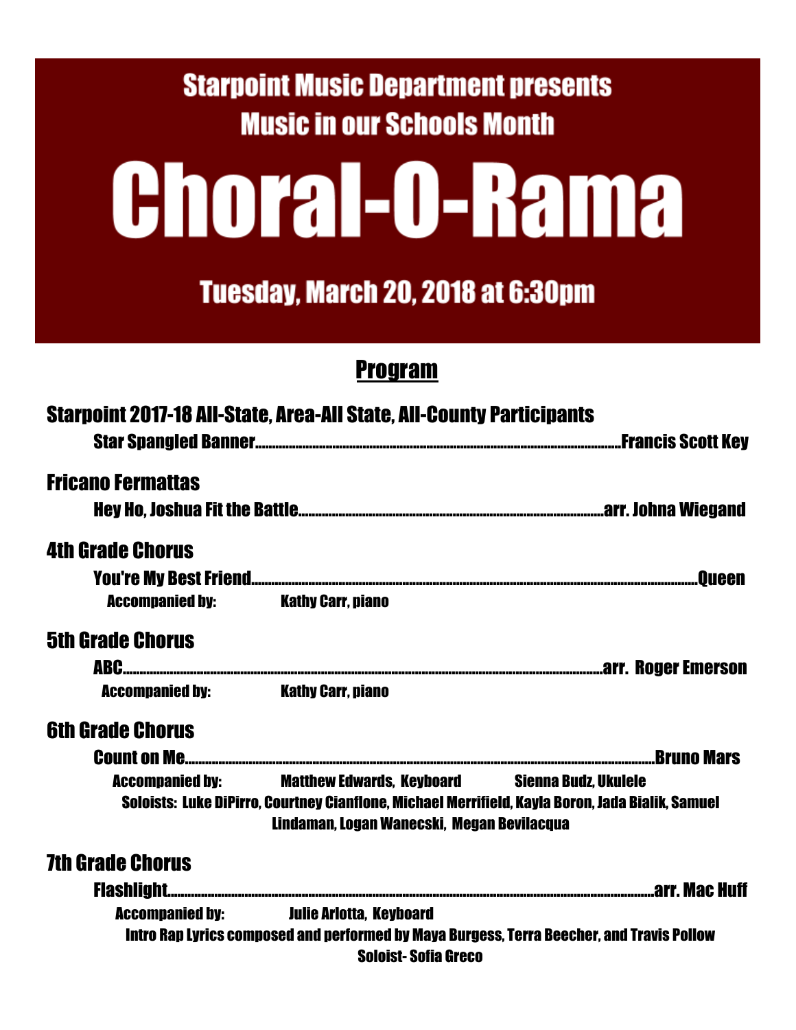**Starpoint Music Department presents**

**Music in our Schools Month**

# Choral-O-Rama

**Tuesday, March 20, 2018 at 6:30pm**

## Program

### Starpoint 2017-18 All-State, Area-All State, All-County Participants

Star Spangled Banner........................................Francis Scott Key

### Fricano Fermattas

Hey Ho, Joshua Fit the Battle........................................arr. Johna Wiegand

### 4th Grade Chorus

You're My Best Friend........................................Queen

Accompanied by: Kathy Carr, piano

### 5th Grade Chorus

ABC........................................arr. Roger Emerson

Accompanied by: Kathy Carr, piano

### 6th Grade Chorus

Count on Me........................................Bruno Mars

Accompanied by: Matthew Edwards, Keyboard Sienna Budz, Ukulele

Soloists: Luke DiPirro, Courtney Cianflone, Michael Merrifield, Kayla Boron, Jada Bialik, Samuel Lindaman, Logan Wanecski, Megan Bevilacqua

### 7th Grade Chorus

Flashlight........................................arr. Mac Huff

Accompanied by: Julie Arlotta, Keyboard

Intro Rap Lyrics composed and performed by Maya Burgess, Terra Beecher, and Travis Pollow

Soloist- Sofia Greco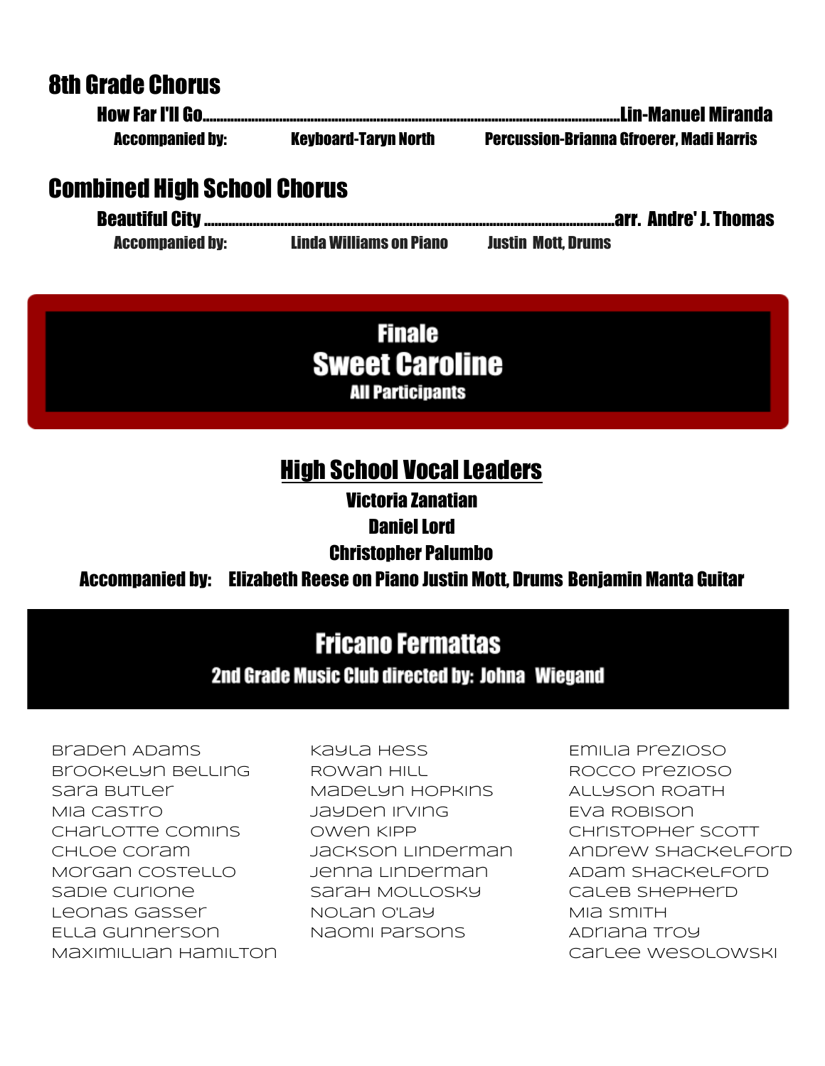## 8th Grade Chorus

**How Far I'll Go......................................................................................................Lin-Manuel Miranda**

**Accompanied by:** Keyboard-Taryn North Percussion-Brianna Gfroerer, Madi Harris

## Combined High School Chorus

**Beautiful City ......................................................................................................arr. Andre' J. Thomas**

**Accompanied by:** Linda Williams on Piano Justin Mott, Drums

## Finale

## Sweet Caroline

**All Participants**

## High School Vocal Leaders

**Victoria Zanatian**

**Daniel Lord**

**Christopher Palumbo**

**Accompanied by:** Elizabeth Reese on Piano Justin Mott, Drums Benjamin Manta Guitar

## Fricano Fermattas

**2nd Grade Music Club directed by: Johna Wiegand**

Braden Adams
Brookelyn Belling
Sara Butler
Mia Castro
Charlotte Comins
Chloe Coram
Morgan Costello
Sadie Curione
Leonas Gasser
Ella Gunnerson
Maximillian Hamilton
Kayla Hess
Rowan Hill
Madelyn Hopkins
Jayden Irving
Owen Kipp
Jackson Linderman
Jenna Linderman
Sarah Mollosky
Nolan O'Lay
Naomi Parsons
Emilia Prezioso
Rocco Prezioso
Allyson Roath
Eva Robison
Christopher Scott
Andrew Shackelford
Adam Shackelford
Caleb Shepherd
Mia Smith
Adriana Troy
Carlee Wesolowski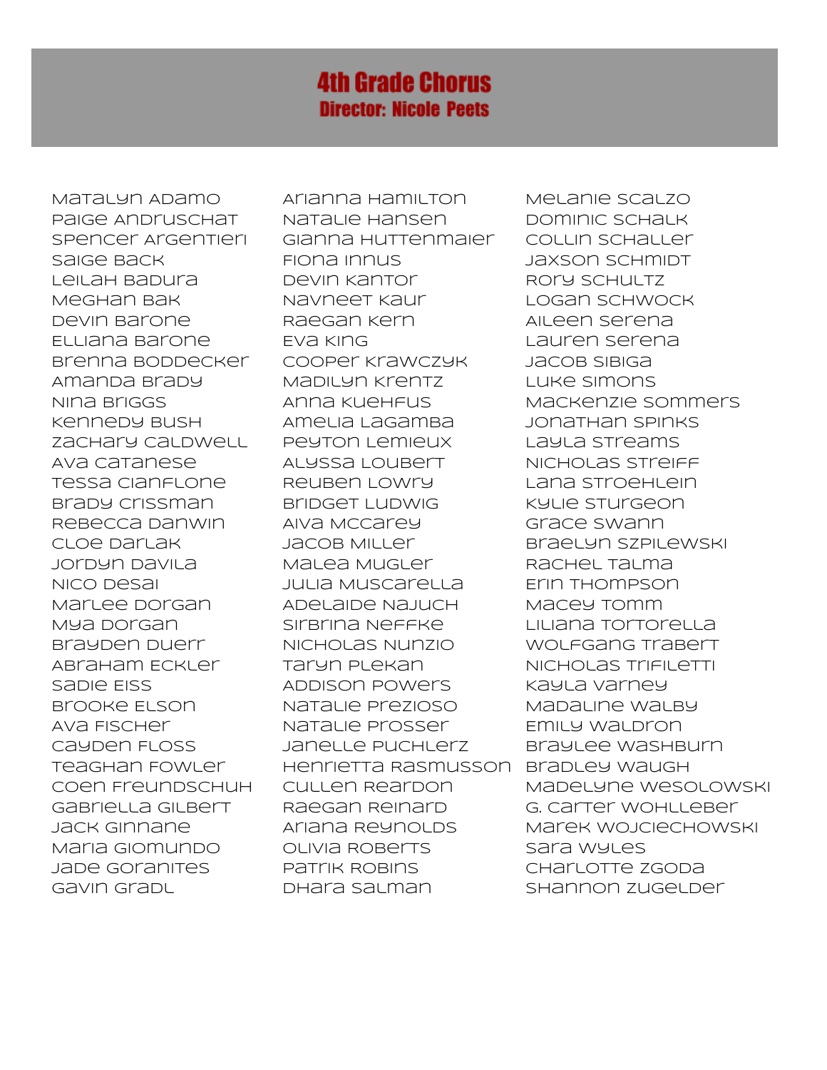# 4th Grade Chorus

## Director: Nicole Peets

Matalyn Adamo
Paige Andruschat
Spencer Argentieri
Saige Back
Leilah Badura
Meghan Bak
Devin Barone
Elliana Barone
Brenna Boddecker
Amanda Brady
Nina Briggs
Kennedy Bush
Zachary Caldwell
Ava Catanese
Tessa Cianflone
Brady Crissman
Rebecca Danwin
Cloe Darlak
Jordyn Davila
Nico Desai
Marlee Dorgan
Mya Dorgan
Brayden Duerr
Abraham Eckler
Sadie Eiss
Brooke Elson
Ava Fischer
Cayden Floss
Teaghan Fowler
Coen Freundschuh
Gabriella Gilbert
Jack Ginnane
Maria Giomundo
Jade Goranites
Gavin Gradl
Arianna Hamilton
Natalie Hansen
Gianna Huttenmaier
Fiona Innus
Devin Kantor
Navneet Kaur
Raegan Kern
Eva King
Cooper Krawczyk
Madilyn Krentz
Anna Kuehfus
Amelia Lagamba
Peyton Lemieux
Alyssa Loubert
Reuben Lowry
Bridget Ludwig
Aiva McCarey
Jacob Miller
Malea Mugler
Julia Muscarella
Adelaide Najuch
Sirbrina Neffke
Nicholas Nunzio
Taryn Plekan
Addison Powers
Natalie Prezioso
Natalie Prosser
Janelle Puchlerz
Henrietta Rasmusson
Cullen Reardon
Raegan Reinard
Ariana Reynolds
Olivia Roberts
Patrik Robins
Dhara Salman
Melanie Scalzo
Dominic Schalk
Collin Schaller
Jaxson Schmidt
Rory Schultz
Logan Schwock
Aileen Serena
Lauren Serena
Jacob Sibiga
Luke Simons
Mackenzie Sommers
Jonathan Spinks
Layla Streams
Nicholas Streiff
Lana Stroehlein
Kylie Sturgeon
Grace Swann
Braelyn Szpilewski
Rachel Talma
Erin Thompson
Macey Tomm
Liliana Tortorella
Wolfgang Trabert
Nicholas Trifiletti
Kayla Varney
Madaline Walby
Emily Waldron
Braylee Washburn
Bradley Waugh
Madelyne Wesolowski
G. Carter Wohlleber
Marek Wojciechowski
Sara Wyles
Charlotte Zgoda
Shannon Zugelder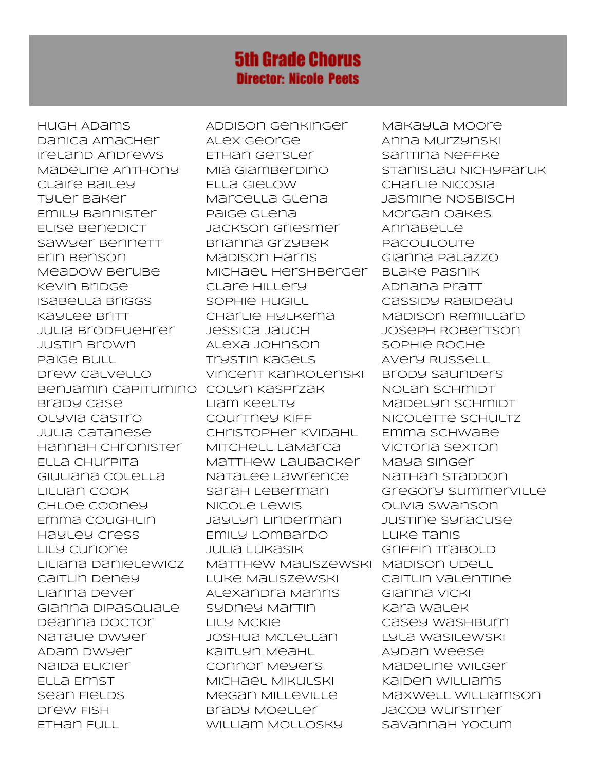# 5th Grade Chorus

## Director: Nicole Peets

Hugh Adams
Danica Amacher
Ireland Andrews
Madeline Anthony
Claire Bailey
Tyler Baker
Emily Bannister
Elise Benedict
Sawyer Bennett
Erin Benson
Meadow Berube
Kevin Bridge
Isabella Briggs
Kaylee Britt
Julia Brodfuehrer
Justin Brown
Paige Bull
Drew Calvello
Benjamin Capitumino
Brady Case
Olyvia Castro
Julia Catanese
Hannah Chronister
Ella Churpita
Giuliana Colella
Lillian Cook
Chloe Cooney
Emma Coughlin
Hayley Cress
Lily Curione
Liliana Danielewicz
Caitlin Deney
Lianna Dever
Gianna DiPasquale
Deanna Doctor
Natalie Dwyer
Adam Dwyer
Naida Elicier
Ella Ernst
Sean Fields
Drew Fish
Ethan Full
Addison Genkinger
Alex George
Ethan Getsler
Mia Giamberdino
Ella Gielow
Marcella Glena
Paige Glena
Jackson Griesmer
Brianna Grzybek
Madison Harris
Michael Hershberger
Clare Hillery
Sophie Hugill
Charlie Hylkema
Jessica Jauch
Alexa Johnson
Trystin Kagels
Vincent Kankolenski
Colyn Kasprzak
Liam Keelty
Courtney Kiff
Christopher Kvidahl
Mitchell LaMarca
Matthew Laubacker
Natalee Lawrence
Sarah Leberman
Nicole Lewis
Jaylyn Linderman
Emily Lombardo
Julia Lukasik
Matthew Maliszewski
Luke Maliszewski
Alexandra Manns
Sydney Martin
Lily McKie
Joshua McLellan
Kaitlyn Meahl
Connor Meyers
Michael Mikulski
Megan Milleville
Brady Moeller
William Mollosky
Makayla Moore
Anna Murzynski
Santina Neffke
Stanislau Nichyparuk
Charlie Nicosia
Jasmine Nosbisch
Morgan Oakes
Annabelle Pacouloute
Gianna Palazzo
Blake Pasnik
Adriana Pratt
Cassidy Rabideau
Madison Remillard
Joseph Robertson
Sophie Roche
Avery Russell
Brody Saunders
Nolan Schmidt
Madelyn Schmidt
Nicolette Schultz
Emma Schwabe
Victoria Sexton
Maya Singer
Nathan Staddon
Gregory Summerville
Olivia Swanson
Justine Syracuse
Luke Tanis
Griffin Trabold
Madison Udell
Caitlin Valentine
Gianna Vicki
Kara Walek
Casey Washburn
Lyla Wasilewski
Aydan Weese
Madeline Wilger
Kaiden Williams
Maxwell Williamson
Jacob Wurstner
Savannah Yocum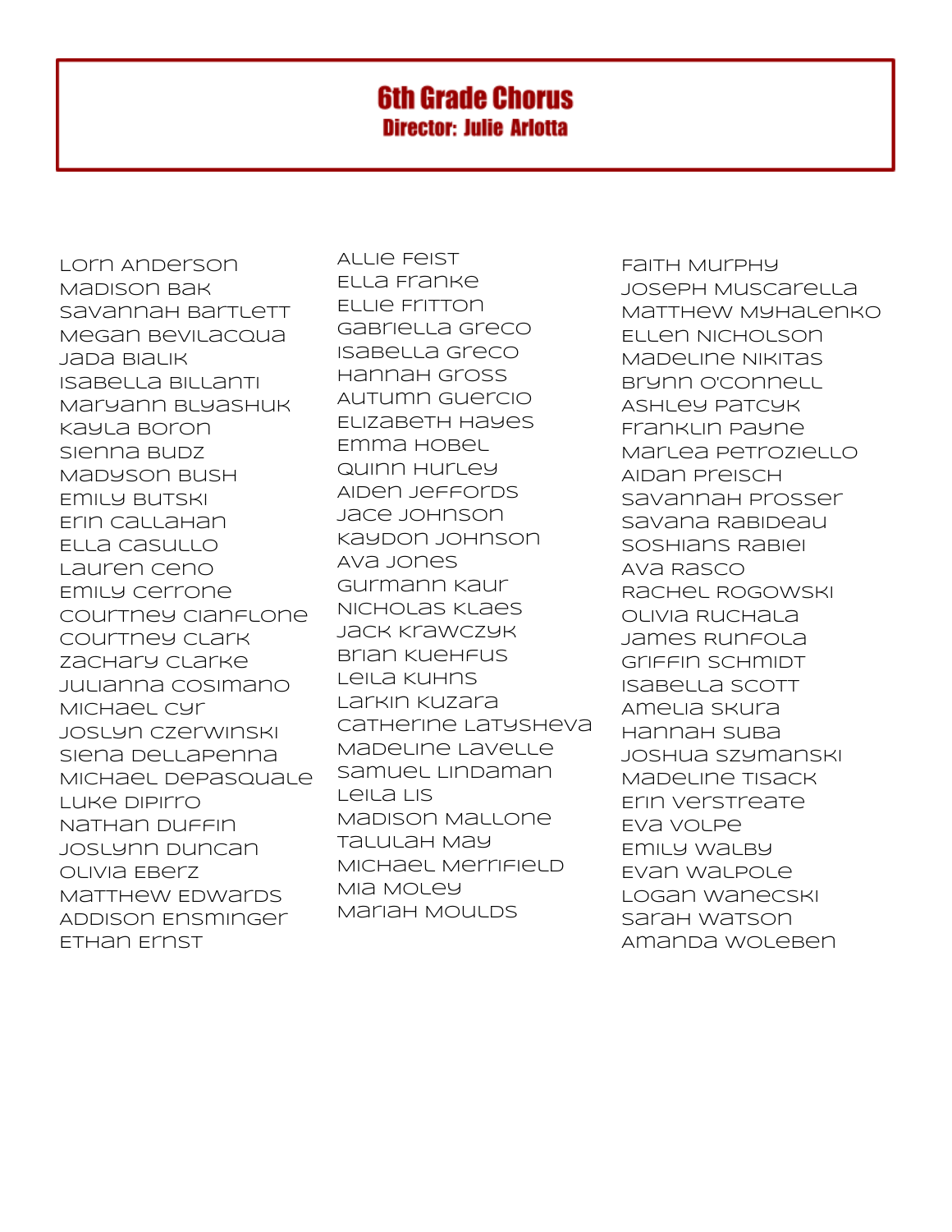# 6th Grade Chorus

## Director: Julie Arlotta

Lorn Anderson
Madison Bak
Savannah Bartlett
Megan Bevilacqua
Jada Bialik
Isabella Billanti
Maryann Blyashuk
Kayla Boron
Sienna Budz
Madyson Bush
Emily Butski
Erin Callahan
Ella Casullo
Lauren Ceno
Emily Cerrone
Courtney Cianflone
Courtney Clark
Zachary Clarke
Julianna Cosimano
Michael Cyr
Joslyn Czerwinski
Siena DellaPenna
Michael DePasquale
Luke DiPirro
Nathan Duffin
Joslynn Duncan
Olivia Eberz
Matthew Edwards
Addison Ensminger
Ethan Ernst

Allie Feist
Ella Franke
Ellie Fritton
Gabriella Greco
Isabella Greco
Hannah Gross
Autumn Guercio
Elizabeth Hayes
Emma Hobel
Quinn Hurley
Aiden Jeffords
Jace Johnson
Kaydon Johnson
Ava Jones
Gurmann Kaur
Nicholas Klaes
Jack Krawczyk
Brian Kuehfus
Leila Kuhns
Larkin Kuzara
Catherine Latysheva
Madeline Lavelle
Samuel Lindaman
Leila Lis
Madison Mallone
Talulah May
Michael Merrifield
Mia Moley
Mariah Moulds

Faith Murphy
Joseph Muscarella
Matthew Myhalenko
Ellen Nicholson
Madeline Nikitas
Brynn O'Connell
Ashley Patcyk
Franklin Payne
Marlea Petroziello
Aidan Preisch
Savannah Prosser
Savana Rabideau
Soshians Rabiei
Ava Rasco
Rachel Rogowski
Olivia Ruchala
James Runfola
Griffin Schmidt
Isabella Scott
Amelia Skura
Hannah Suba
Joshua Szymanski
Madeline Tisack
Erin Verstreate
Eva Volpe
Emily Walby
Evan Walpole
Logan Wanecski
Sarah Watson
Amanda Woleben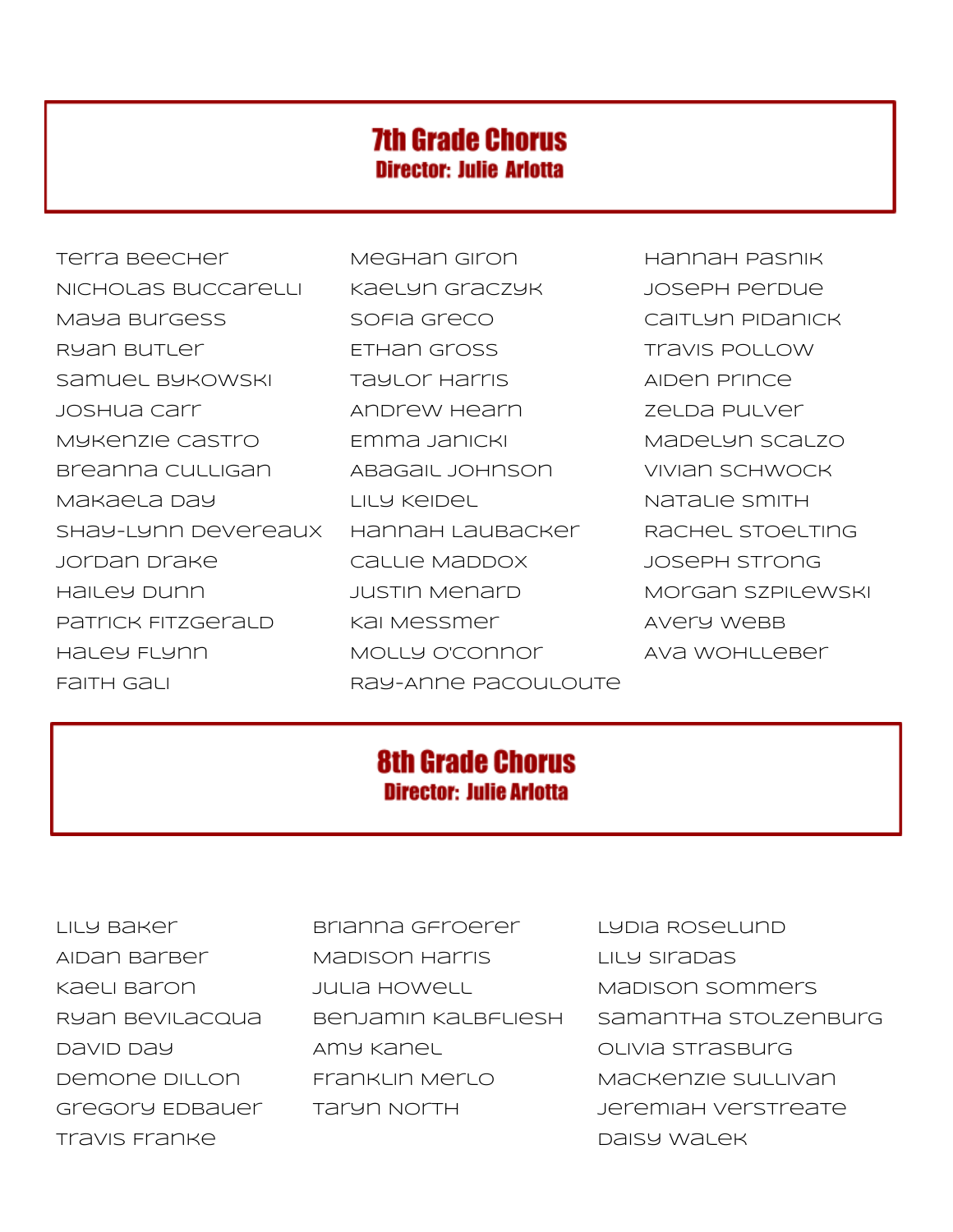## 7th Grade Chorus

**Director: Julie Arlotta**

Terra Beecher
Nicholas Buccarelli
Maya Burgess
Ryan Butler
Samuel Bykowski
Joshua Carr
Mykenzie Castro
Breanna Culligan
Makaela Day
Shay-Lynn Devereaux
Jordan Drake
Hailey Dunn
Patrick Fitzgerald
Haley Flynn
Faith Gali
Meghan Giron
Kaelyn Graczyk
Sofia Greco
Ethan Gross
Taylor Harris
Andrew Hearn
Emma Janicki
Abagail Johnson
Lily Keidel
Hannah Laubacker
Callie Maddox
Justin Menard
Kai Messmer
Molly O'Connor
Ray-Anne Pacouloute
Hannah Pasnik
Joseph Perdue
Caitlyn Pidanick
Travis Pollow
Aiden Prince
Zelda Pulver
Madelyn Scalzo
Vivian Schwock
Natalie Smith
Rachel Stoelting
Joseph Strong
Morgan Szpilewski
Avery Webb
Ava Wohlleber

## 8th Grade Chorus

**Director: Julie Arlotta**

Lily Baker
Aidan Barber
Kaeli Baron
Ryan Bevilacqua
David Day
Demone Dillon
Gregory Edbauer
Travis Franke
Brianna Gfroerer
Madison Harris
Julia Howell
Benjamin Kalbfliesh
Amy Kanel
Franklin Merlo
Taryn North
Lydia Roselund
Lily Siradas
Madison Sommers
Samantha Stolzenburg
Olivia Strasburg
Mackenzie Sullivan
Jeremiah Verstreate
Daisy Walek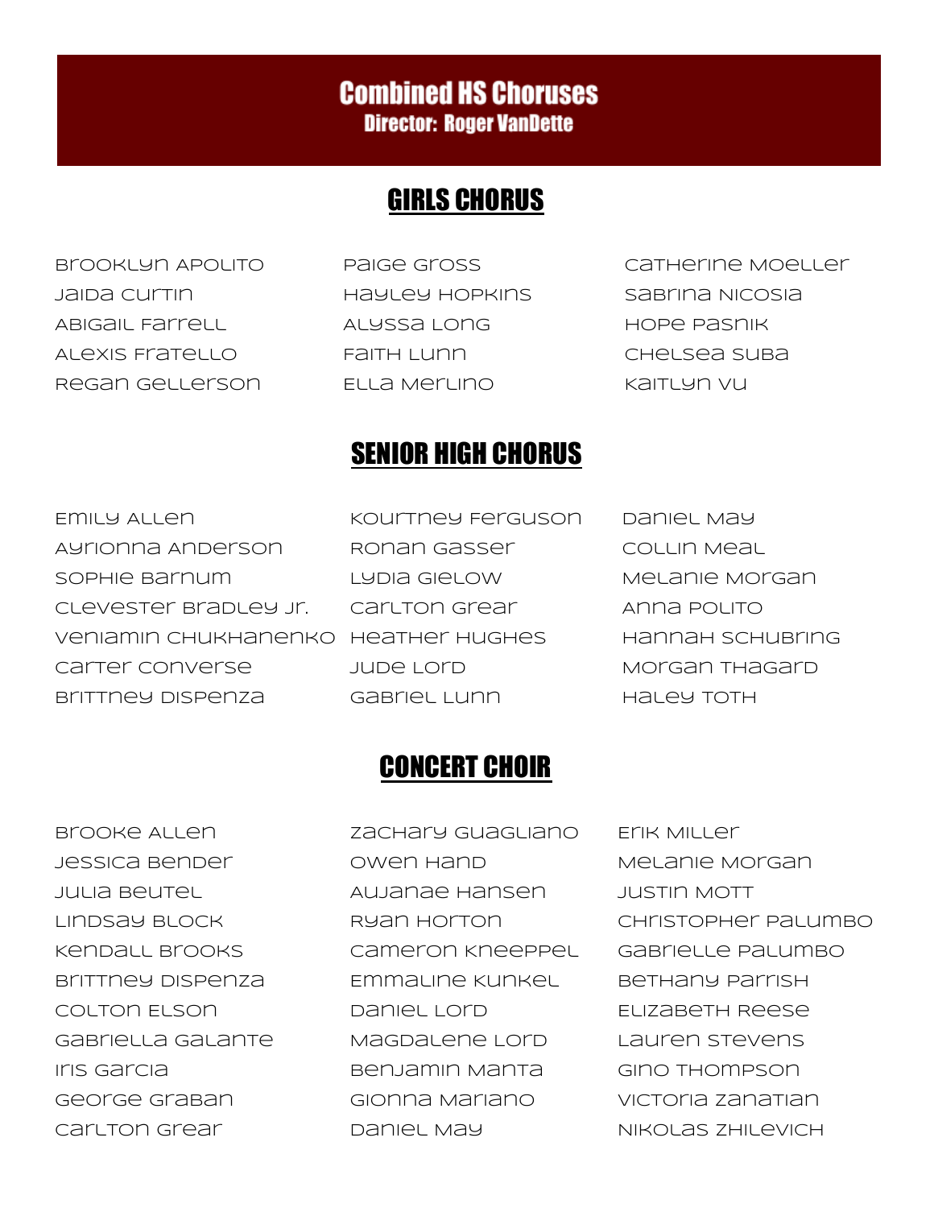# Combined HS Choruses

**Director: Roger VanDette**

## GIRLS CHORUS

Brooklyn Apolito
Jaida Curtin
Abigail Farrell
Alexis Fratello
Regan Gellerson
Paige Gross
Hayley Hopkins
Alyssa Long
Faith Lunn
Ella Merlino
Catherine Moeller
Sabrina Nicosia
Hope Pasnik
Chelsea Suba
Kaitlyn Vu

## SENIOR HIGH CHORUS

Emily Allen
Ayrionna Anderson
Sophie Barnum
Clevester Bradley Jr.
Veniamin Chukhanenko
Carter Converse
Brittney Dispenza
Kourtney Ferguson
Ronan Gasser
Lydia Gielow
Carlton Grear
Heather Hughes
Jude Lord
Gabriel Lunn
Daniel May
Collin Meal
Melanie Morgan
Anna Polito
Hannah Schubring
Morgan Thagard
Haley Toth

## CONCERT CHOIR

Brooke Allen
Jessica Bender
Julia Beutel
Lindsay Block
Kendall Brooks
Brittney Dispenza
Colton Elson
Gabriella Galante
Iris Garcia
George Graban
Carlton Grear
Zachary Guagliano
Owen Hand
Aujanae Hansen
Ryan Horton
Cameron Kneeppel
Emmaline Kunkel
Daniel Lord
Magdalene Lord
Benjamin Manta
Gionna Mariano
Daniel May
Erik Miller
Melanie Morgan
Justin Mott
Christopher Palumbo
Gabrielle Palumbo
Bethany Parrish
Elizabeth Reese
Lauren Stevens
Gino Thompson
Victoria Zanatian
Nikolas Zhilevich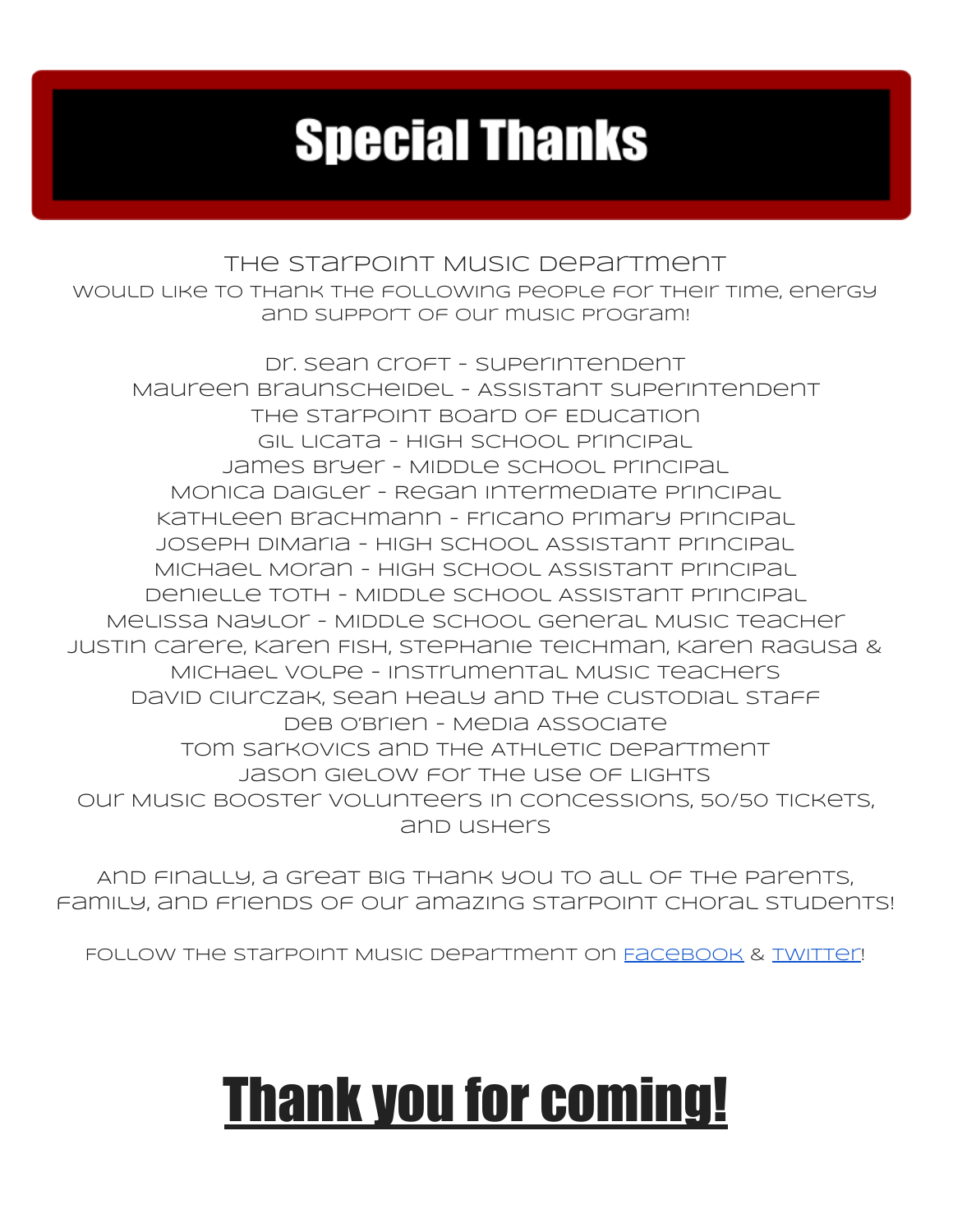# Special Thanks

The Starpoint Music Department
would like to thank the following people for their time, energy and support of our music program!

Dr. Sean Croft - Superintendent
Maureen Braunscheidel - Assistant Superintendent
The Starpoint Board of Education
Gil Licata - High School Principal
James Bryer - Middle School Principal
Monica Daigler - Regan Intermediate Principal
Kathleen Brachmann - Fricano Primary Principal
Joseph DiMaria - High School Assistant Principal
Michael Moran - High School Assistant Principal
Denielle Toth - Middle School Assistant Principal
Melissa Naylor - Middle School General Music Teacher
Justin Carere, Karen Fish, Stephanie Teichman, Karen Ragusa & Michael Volpe - Instrumental Music Teachers
David Ciurczak, Sean Healy and the Custodial Staff
Deb O'Brien - Media Associate
Tom Sarkovics and the Athletic Department
Jason Gielow for the use of lights
Our Music Booster Volunteers in concessions, 50/50 tickets, and ushers

And finally, a great big thank you to all of the parents, family, and friends of our amazing Starpoint Choral Students!

Follow the Starpoint Music Department on Facebook & Twitter!

# Thank you for coming!